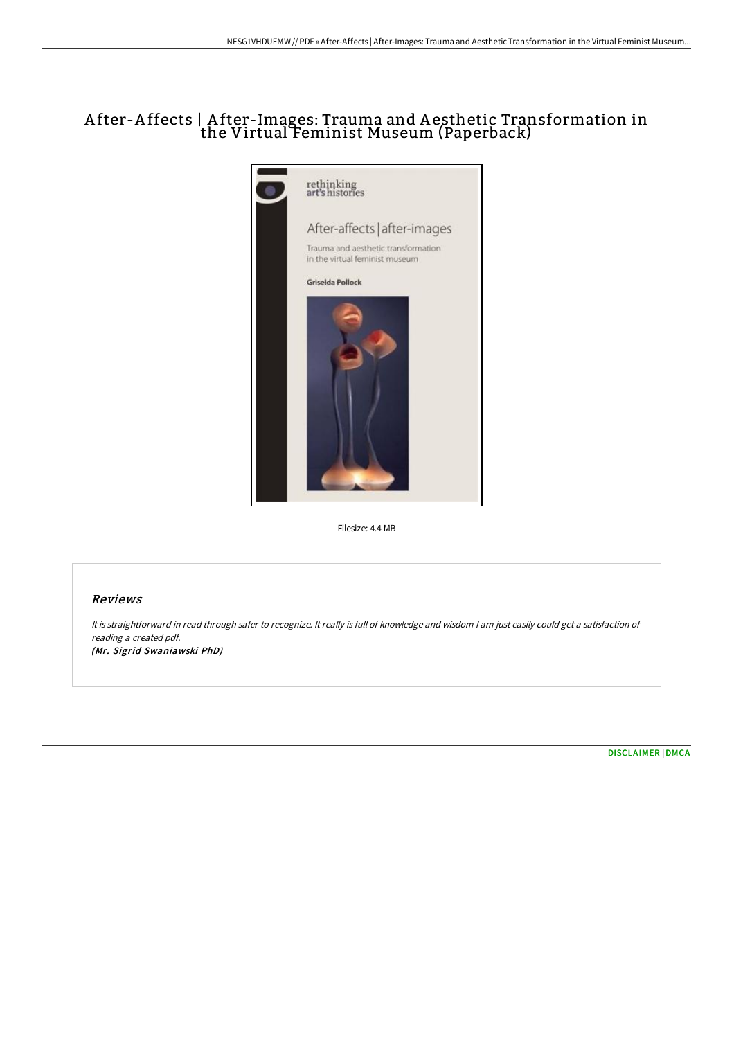# After-Affects | After-Images: Trauma and Aesthetic Transformation in the Virtual Feminist Museum (Paperback)

Filesize: 4.4 MB

## Reviews

*It is straightforward in read through safer to recognize. It really is full of knowledge and wisdom I am just easily could get a satisfaction of reading a created pdf.*

***(Mr. Sigrid Swaniawski PhD)***

DISCLAIMER | DMCA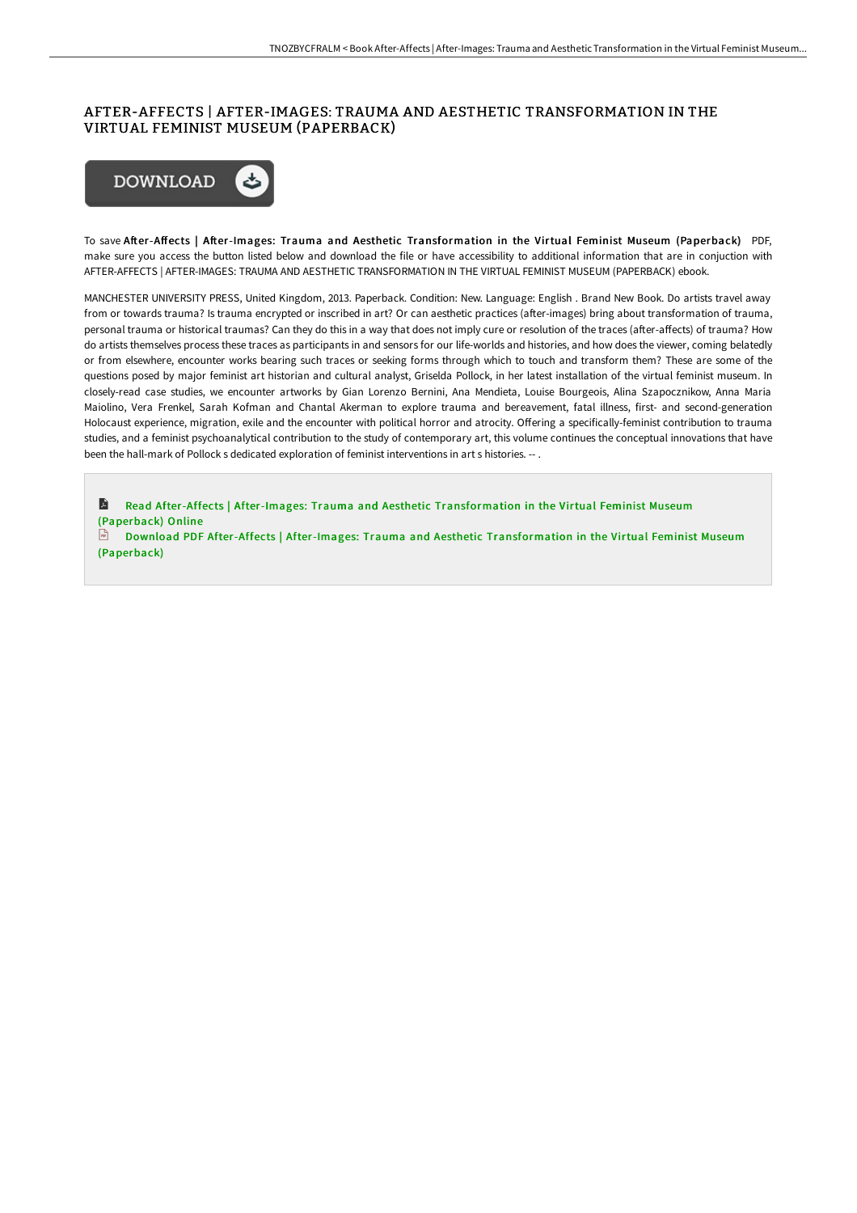# AFTER-AFFECTS | AFTER-IMAGES: TRAUMA AND AESTHETIC TRANSFORMATION IN THE VIRTUAL FEMINIST MUSEUM (PAPERBACK)

DOWNLOAD

To save **After-Affects | After-Images: Trauma and Aesthetic Transformation in the Virtual Feminist Museum (Paperback)** PDF, make sure you access the button listed below and download the file or have accessibility to additional information that are in conjuction with AFTER-AFFECTS | AFTER-IMAGES: TRAUMA AND AESTHETIC TRANSFORMATION IN THE VIRTUAL FEMINIST MUSEUM (PAPERBACK) ebook.

MANCHESTER UNIVERSITY PRESS, United Kingdom, 2013. Paperback. Condition: New. Language: English . Brand New Book. Do artists travel away from or towards trauma? Is trauma encrypted or inscribed in art? Or can aesthetic practices (after-images) bring about transformation of trauma, personal trauma or historical traumas? Can they do this in a way that does not imply cure or resolution of the traces (after-affects) of trauma? How do artists themselves process these traces as participants in and sensors for our life-worlds and histories, and how does the viewer, coming belatedly or from elsewhere, encounter works bearing such traces or seeking forms through which to touch and transform them? These are some of the questions posed by major feminist art historian and cultural analyst, Griselda Pollock, in her latest installation of the virtual feminist museum. In closely-read case studies, we encounter artworks by Gian Lorenzo Bernini, Ana Mendieta, Louise Bourgeois, Alina Szapocznikow, Anna Maria Maiolino, Vera Frenkel, Sarah Kofman and Chantal Akerman to explore trauma and bereavement, fatal illness, first- and second-generation Holocaust experience, migration, exile and the encounter with political horror and atrocity. Offering a specifically-feminist contribution to trauma studies, and a feminist psychoanalytical contribution to the study of contemporary art, this volume continues the conceptual innovations that have been the hall-mark of Pollock s dedicated exploration of feminist interventions in art s histories. -- .

Read After-Affects | After-Images: Trauma and Aesthetic Transformation in the Virtual Feminist Museum (Paperback) Online

Download PDF After-Affects | After-Images: Trauma and Aesthetic Transformation in the Virtual Feminist Museum (Paperback)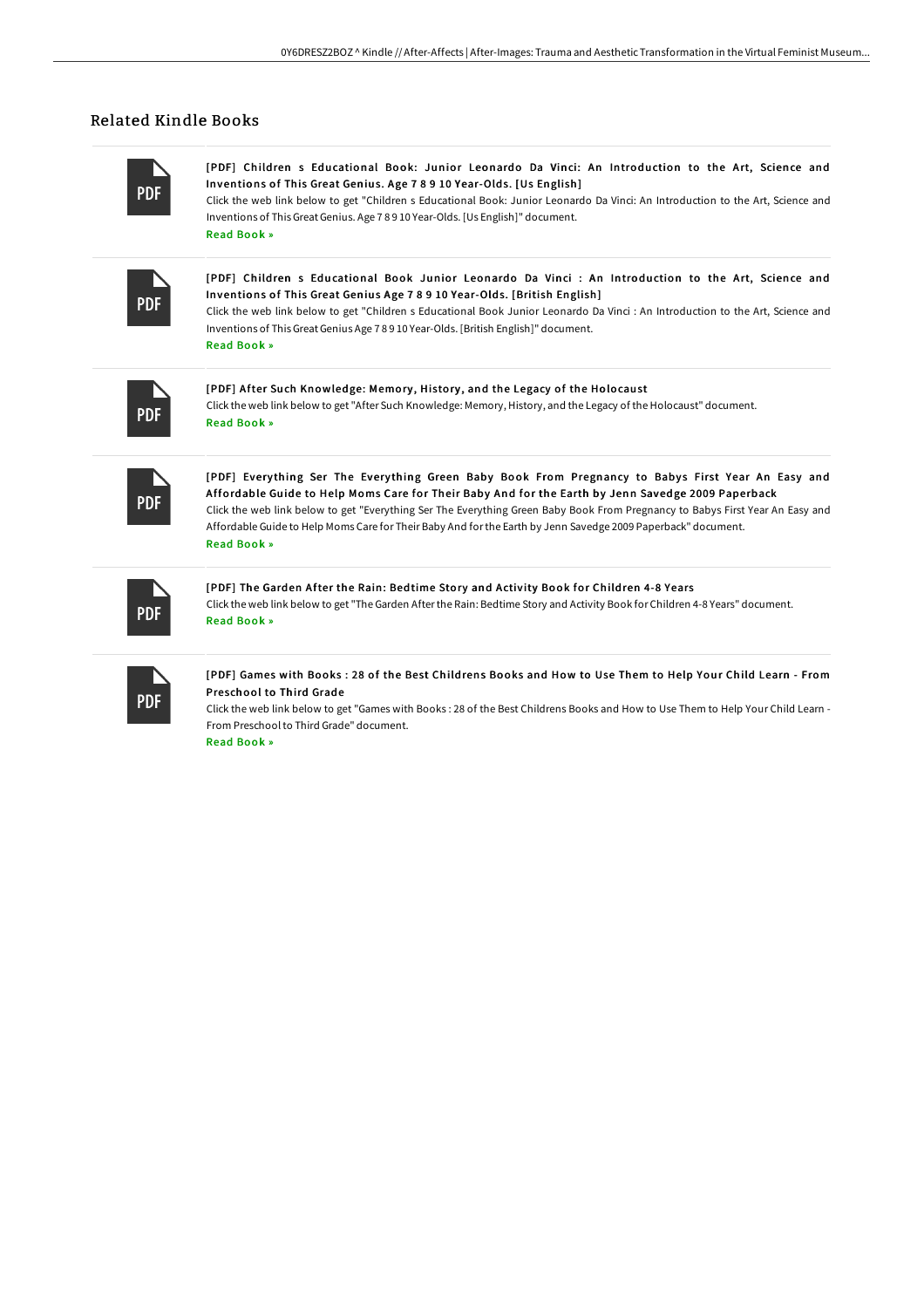## Related Kindle Books

**[PDF] Children s Educational Book: Junior Leonardo Da Vinci: An Introduction to the Art, Science and Inventions of This Great Genius. Age 7 8 9 10 Year-Olds. [Us English]**

Click the web link below to get "Children s Educational Book: Junior Leonardo Da Vinci: An Introduction to the Art, Science and Inventions of This Great Genius. Age 7 8 9 10 Year-Olds. [Us English]" document.

Read Book »

**[PDF] Children s Educational Book Junior Leonardo Da Vinci : An Introduction to the Art, Science and Inventions of This Great Genius Age 7 8 9 10 Year-Olds. [British English]**

Click the web link below to get "Children s Educational Book Junior Leonardo Da Vinci : An Introduction to the Art, Science and Inventions of This Great Genius Age 7 8 9 10 Year-Olds. [British English]" document.

Read Book »

**[PDF] After Such Knowledge: Memory, History, and the Legacy of the Holocaust**

Click the web link below to get "After Such Knowledge: Memory, History, and the Legacy of the Holocaust" document.

Read Book »

**[PDF] Everything Ser The Everything Green Baby Book From Pregnancy to Babys First Year An Easy and Affordable Guide to Help Moms Care for Their Baby And for the Earth by Jenn Savedge 2009 Paperback**

Click the web link below to get "Everything Ser The Everything Green Baby Book From Pregnancy to Babys First Year An Easy and Affordable Guide to Help Moms Care for Their Baby And for the Earth by Jenn Savedge 2009 Paperback" document.

Read Book »

**[PDF] The Garden After the Rain: Bedtime Story and Activity Book for Children 4-8 Years**

Click the web link below to get "The Garden After the Rain: Bedtime Story and Activity Book for Children 4-8 Years" document.

Read Book »

**[PDF] Games with Books : 28 of the Best Childrens Books and How to Use Them to Help Your Child Learn - From Preschool to Third Grade**

Click the web link below to get "Games with Books : 28 of the Best Childrens Books and How to Use Them to Help Your Child Learn - From Preschool to Third Grade" document.

Read Book »